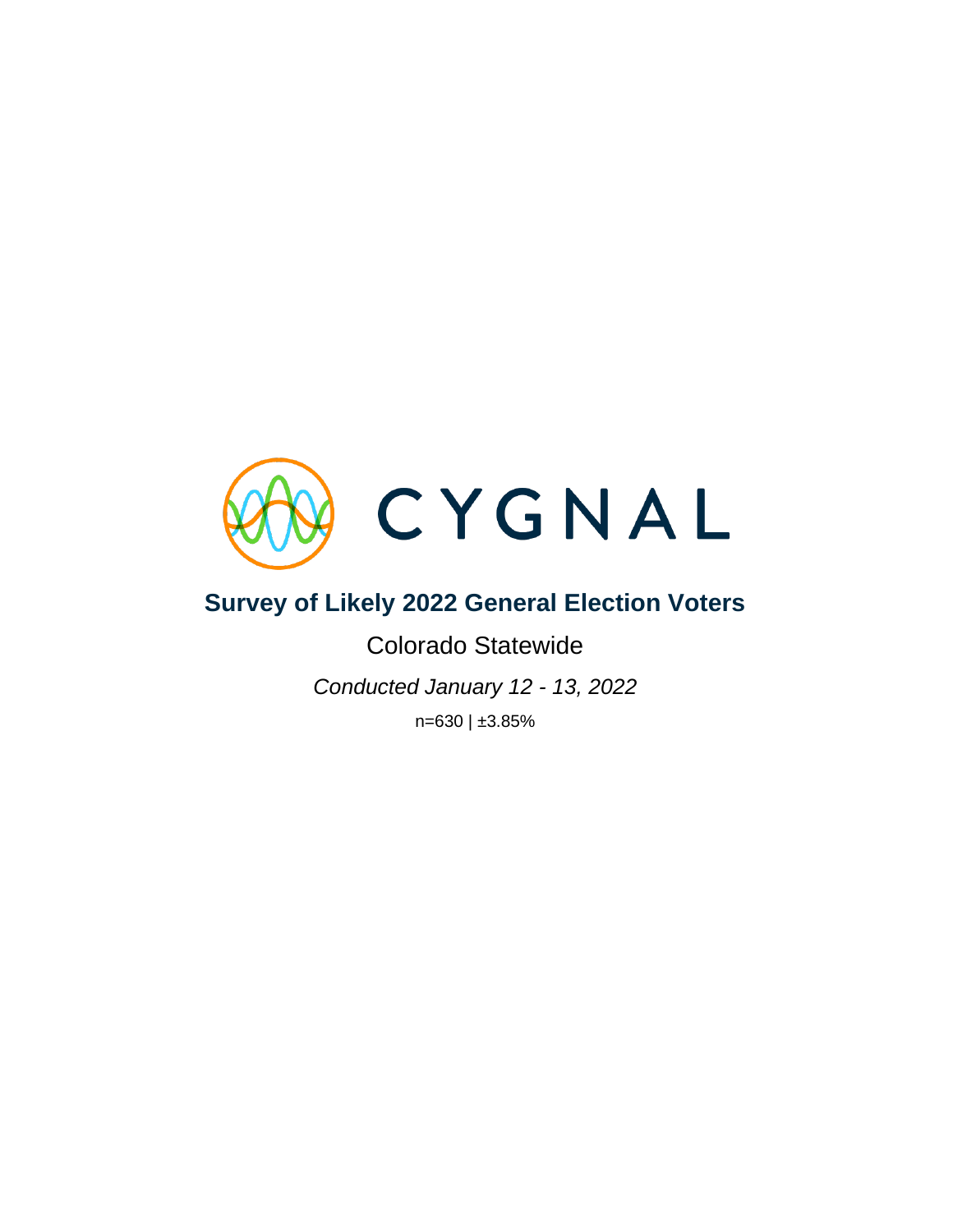CYGNAL

# Survey of Likely 2022 General Election Voters

Colorado Statewide

*Conducted January 12 - 13, 2022*

n=630 | ±3.85%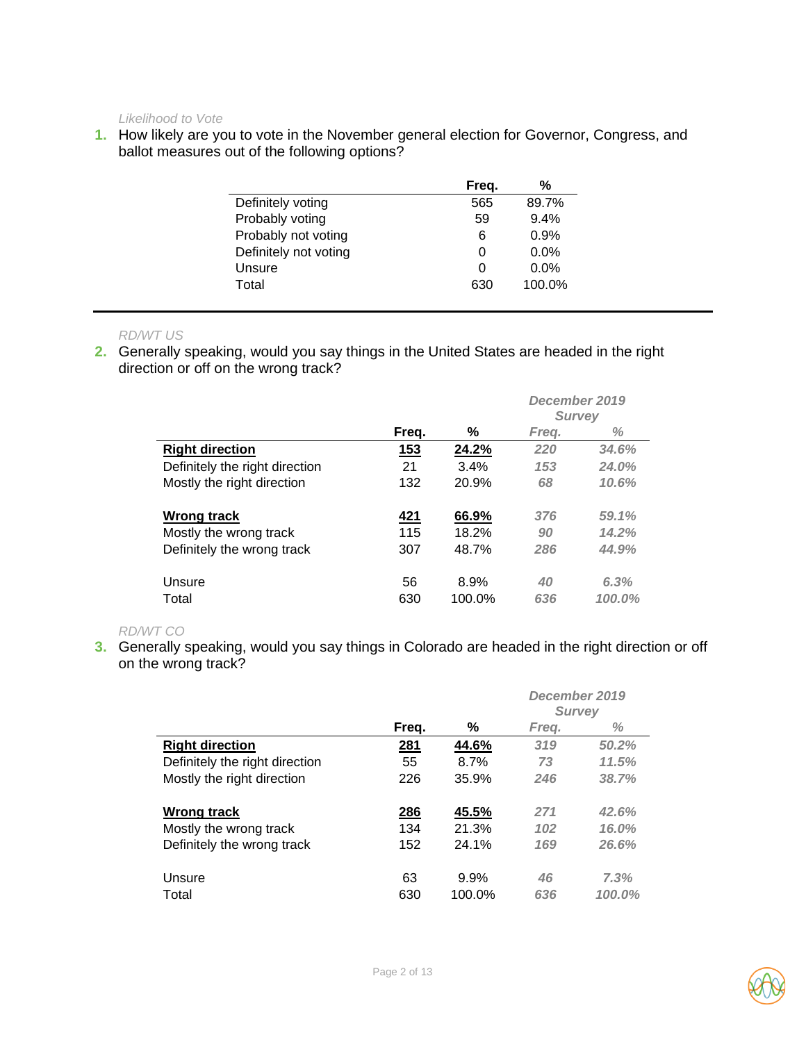*Likelihood to Vote*

1. How likely are you to vote in the November general election for Governor, Congress, and ballot measures out of the following options?

| | Freq. | % |
|---|---|---|
| Definitely voting | 565 | 89.7% |
| Probably voting | 59 | 9.4% |
| Probably not voting | 6 | 0.9% |
| Definitely not voting | 0 | 0.0% |
| Unsure | 0 | 0.0% |
| Total | 630 | 100.0% |

---

*RD/WT US*

2. Generally speaking, would you say things in the United States are headed in the right direction or off on the wrong track?

| | | | *December 2019 Survey* | |
|---|---|---|---|---|
| | **Freq.** | **%** | *Freq.* | *%* |
| **Right direction** | **153** | **24.2%** | *220* | *34.6%* |
| Definitely the right direction | 21 | 3.4% | *153* | *24.0%* |
| Mostly the right direction | 132 | 20.9% | *68* | *10.6%* |
| **Wrong track** | **421** | **66.9%** | *376* | *59.1%* |
| Mostly the wrong track | 115 | 18.2% | *90* | *14.2%* |
| Definitely the wrong track | 307 | 48.7% | *286* | *44.9%* |
| Unsure | 56 | 8.9% | *40* | *6.3%* |
| Total | 630 | 100.0% | *636* | *100.0%* |

*RD/WT CO*

3. Generally speaking, would you say things in Colorado are headed in the right direction or off on the wrong track?

| | | | *December 2019 Survey* | |
|---|---|---|---|---|
| | **Freq.** | **%** | *Freq.* | *%* |
| **Right direction** | **281** | **44.6%** | *319* | *50.2%* |
| Definitely the right direction | 55 | 8.7% | *73* | *11.5%* |
| Mostly the right direction | 226 | 35.9% | *246* | *38.7%* |
| **Wrong track** | **286** | **45.5%** | *271* | *42.6%* |
| Mostly the wrong track | 134 | 21.3% | *102* | *16.0%* |
| Definitely the wrong track | 152 | 24.1% | *169* | *26.6%* |
| Unsure | 63 | 9.9% | *46* | *7.3%* |
| Total | 630 | 100.0% | *636* | *100.0%* |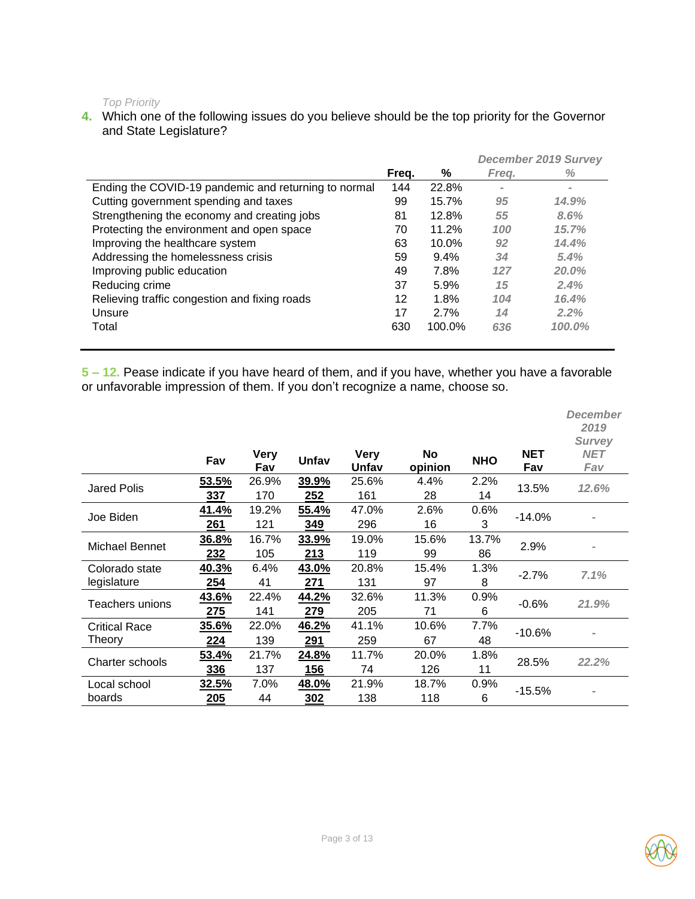*Top Priority*

**4.** Which one of the following issues do you believe should be the top priority for the Governor and State Legislature?

| | Freq. | % | *December 2019 Survey Freq.* | *December 2019 Survey %* |
|---|---|---|---|---|
| Ending the COVID-19 pandemic and returning to normal | 144 | 22.8% | - | - |
| Cutting government spending and taxes | 99 | 15.7% | *95* | *14.9%* |
| Strengthening the economy and creating jobs | 81 | 12.8% | *55* | *8.6%* |
| Protecting the environment and open space | 70 | 11.2% | *100* | *15.7%* |
| Improving the healthcare system | 63 | 10.0% | *92* | *14.4%* |
| Addressing the homelessness crisis | 59 | 9.4% | *34* | *5.4%* |
| Improving public education | 49 | 7.8% | *127* | *20.0%* |
| Reducing crime | 37 | 5.9% | *15* | *2.4%* |
| Relieving traffic congestion and fixing roads | 12 | 1.8% | *104* | *16.4%* |
| Unsure | 17 | 2.7% | *14* | *2.2%* |
| Total | 630 | 100.0% | *636* | *100.0%* |

**5 – 12.** Pease indicate if you have heard of them, and if you have, whether you have a favorable or unfavorable impression of them. If you don't recognize a name, choose so.

| | Fav | Very Fav | Unfav | Very Unfav | No opinion | NHO | NET Fav | *December 2019 Survey NET Fav* |
|---|---|---|---|---|---|---|---|---|
| Jared Polis | **53.5%** **337** | 26.9% 170 | **39.9%** **252** | 25.6% 161 | 4.4% 28 | 2.2% 14 | 13.5% | *12.6%* |
| Joe Biden | **41.4%** **261** | 19.2% 121 | **55.4%** **349** | 47.0% 296 | 2.6% 16 | 0.6% 3 | -14.0% | - |
| Michael Bennet | **36.8%** **232** | 16.7% 105 | **33.9%** **213** | 19.0% 119 | 15.6% 99 | 13.7% 86 | 2.9% | - |
| Colorado state legislature | **40.3%** **254** | 6.4% 41 | **43.0%** **271** | 20.8% 131 | 15.4% 97 | 1.3% 8 | -2.7% | *7.1%* |
| Teachers unions | **43.6%** **275** | 22.4% 141 | **44.2%** **279** | 32.6% 205 | 11.3% 71 | 0.9% 6 | -0.6% | *21.9%* |
| Critical Race Theory | **35.6%** **224** | 22.0% 139 | **46.2%** **291** | 41.1% 259 | 10.6% 67 | 7.7% 48 | -10.6% | - |
| Charter schools | **53.4%** **336** | 21.7% 137 | **24.8%** **156** | 11.7% 74 | 20.0% 126 | 1.8% 11 | 28.5% | *22.2%* |
| Local school boards | **32.5%** **205** | 7.0% 44 | **48.0%** **302** | 21.9% 138 | 18.7% 118 | 0.9% 6 | -15.5% | - |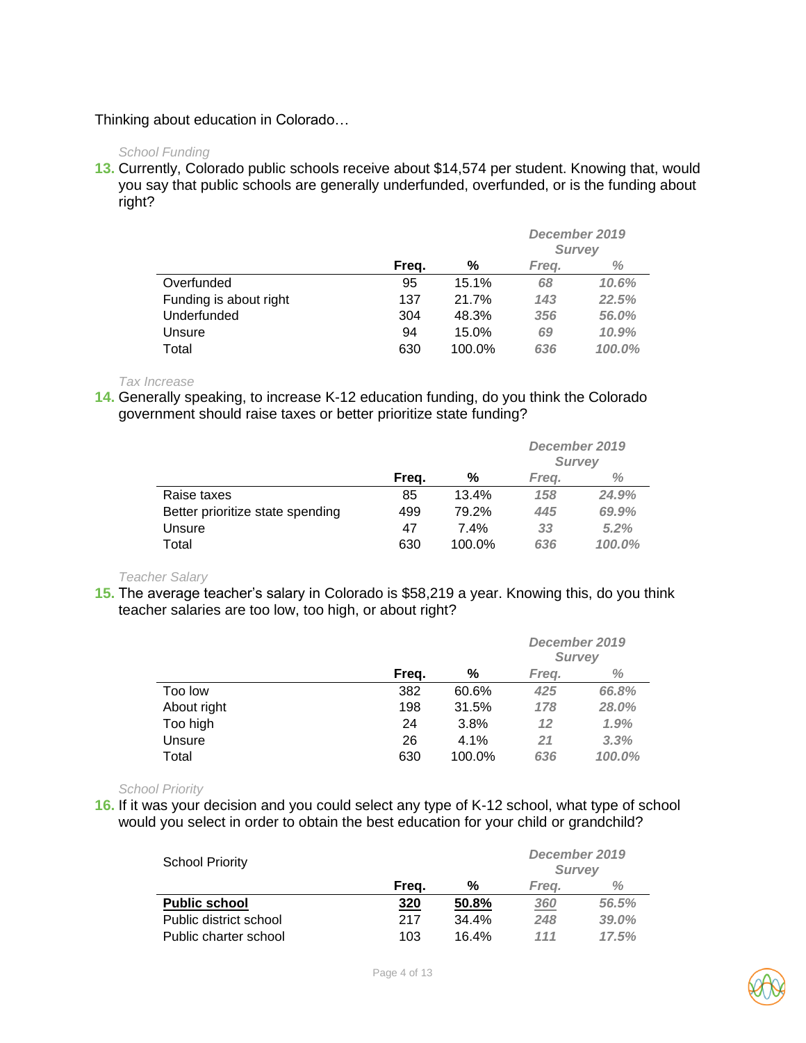Thinking about education in Colorado…

*School Funding*

**13.** Currently, Colorado public schools receive about $14,574 per student. Knowing that, would you say that public schools are generally underfunded, overfunded, or is the funding about right?

| | | | *December 2019 Survey* | |
|---|---|---|---|---|
| | **Freq.** | **%** | *Freq.* | *%* |
| Overfunded | 95 | 15.1% | *68* | *10.6%* |
| Funding is about right | 137 | 21.7% | *143* | *22.5%* |
| Underfunded | 304 | 48.3% | *356* | *56.0%* |
| Unsure | 94 | 15.0% | *69* | *10.9%* |
| Total | 630 | 100.0% | *636* | *100.0%* |

*Tax Increase*

**14.** Generally speaking, to increase K-12 education funding, do you think the Colorado government should raise taxes or better prioritize state funding?

| | | | *December 2019 Survey* | |
|---|---|---|---|---|
| | **Freq.** | **%** | *Freq.* | *%* |
| Raise taxes | 85 | 13.4% | *158* | *24.9%* |
| Better prioritize state spending | 499 | 79.2% | *445* | *69.9%* |
| Unsure | 47 | 7.4% | *33* | *5.2%* |
| Total | 630 | 100.0% | *636* | *100.0%* |

*Teacher Salary*

**15.** The average teacher's salary in Colorado is $58,219 a year. Knowing this, do you think teacher salaries are too low, too high, or about right?

| | | | *December 2019 Survey* | |
|---|---|---|---|---|
| | **Freq.** | **%** | *Freq.* | *%* |
| Too low | 382 | 60.6% | *425* | *66.8%* |
| About right | 198 | 31.5% | *178* | *28.0%* |
| Too high | 24 | 3.8% | *12* | *1.9%* |
| Unsure | 26 | 4.1% | *21* | *3.3%* |
| Total | 630 | 100.0% | *636* | *100.0%* |

*School Priority*

**16.** If it was your decision and you could select any type of K-12 school, what type of school would you select in order to obtain the best education for your child or grandchild?

| School Priority | | | *December 2019 Survey* | |
|---|---|---|---|---|
| | **Freq.** | **%** | *Freq.* | *%* |
| **Public school** | **320** | **50.8%** | *360* | *56.5%* |
| Public district school | 217 | 34.4% | *248* | *39.0%* |
| Public charter school | 103 | 16.4% | *111* | *17.5%* |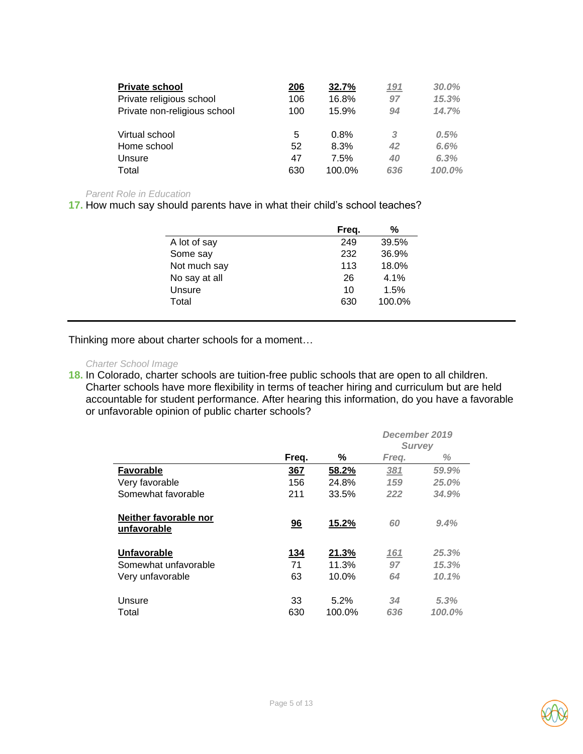| | | | | |
|---|---|---|---|---|
| **Private school** | **206** | **32.7%** | *191* | *30.0%* |
| Private religious school | 106 | 16.8% | *97* | *15.3%* |
| Private non-religious school | 100 | 15.9% | *94* | *14.7%* |
| | | | | |
| Virtual school | 5 | 0.8% | *3* | *0.5%* |
| Home school | 52 | 8.3% | *42* | *6.6%* |
| Unsure | 47 | 7.5% | *40* | *6.3%* |
| Total | 630 | 100.0% | *636* | *100.0%* |

*Parent Role in Education*

**17.** How much say should parents have in what their child's school teaches?

| | Freq. | % |
|---|---|---|
| A lot of say | 249 | 39.5% |
| Some say | 232 | 36.9% |
| Not much say | 113 | 18.0% |
| No say at all | 26 | 4.1% |
| Unsure | 10 | 1.5% |
| Total | 630 | 100.0% |

---

Thinking more about charter schools for a moment…

*Charter School Image*

**18.** In Colorado, charter schools are tuition-free public schools that are open to all children. Charter schools have more flexibility in terms of teacher hiring and curriculum but are held accountable for student performance. After hearing this information, do you have a favorable or unfavorable opinion of public charter schools?

| | | | *December 2019 Survey* | |
|---|---|---|---|---|
| | **Freq.** | **%** | *Freq.* | *%* |
| **Favorable** | **367** | **58.2%** | *381* | *59.9%* |
| Very favorable | 156 | 24.8% | *159* | *25.0%* |
| Somewhat favorable | 211 | 33.5% | *222* | *34.9%* |
| | | | | |
| **Neither favorable nor unfavorable** | **96** | **15.2%** | *60* | *9.4%* |
| | | | | |
| **Unfavorable** | **134** | **21.3%** | *161* | *25.3%* |
| Somewhat unfavorable | 71 | 11.3% | *97* | *15.3%* |
| Very unfavorable | 63 | 10.0% | *64* | *10.1%* |
| | | | | |
| Unsure | 33 | 5.2% | *34* | *5.3%* |
| Total | 630 | 100.0% | *636* | *100.0%* |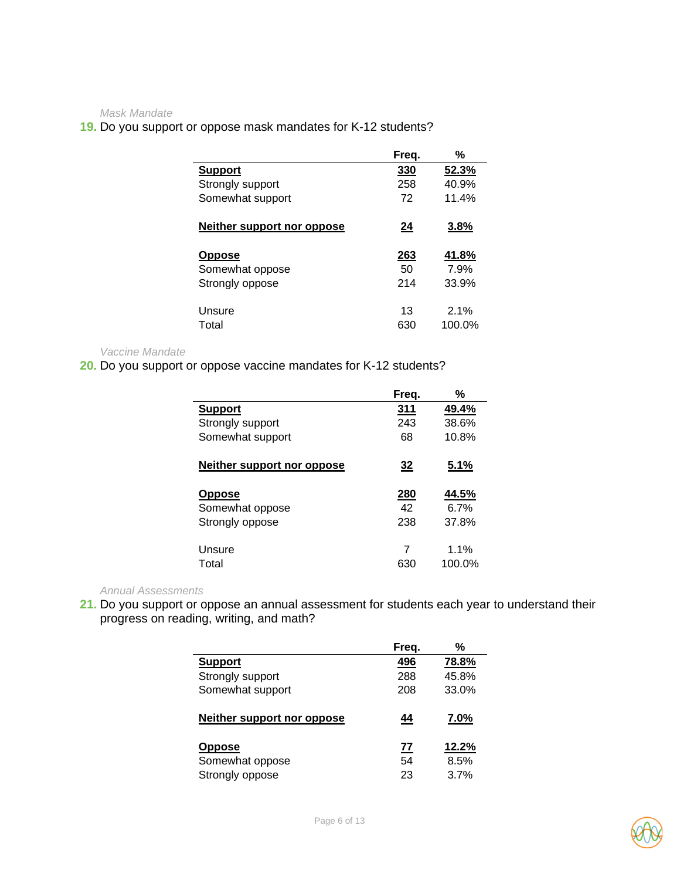*Mask Mandate*

**19.** Do you support or oppose mask mandates for K-12 students?

| | Freq. | % |
|---|---|---|
| **Support** | **330** | **52.3%** |
| Strongly support | 258 | 40.9% |
| Somewhat support | 72 | 11.4% |
| **Neither support nor oppose** | **24** | **3.8%** |
| **Oppose** | **263** | **41.8%** |
| Somewhat oppose | 50 | 7.9% |
| Strongly oppose | 214 | 33.9% |
| Unsure | 13 | 2.1% |
| Total | 630 | 100.0% |

*Vaccine Mandate*

**20.** Do you support or oppose vaccine mandates for K-12 students?

| | Freq. | % |
|---|---|---|
| **Support** | **311** | **49.4%** |
| Strongly support | 243 | 38.6% |
| Somewhat support | 68 | 10.8% |
| **Neither support nor oppose** | **32** | **5.1%** |
| **Oppose** | **280** | **44.5%** |
| Somewhat oppose | 42 | 6.7% |
| Strongly oppose | 238 | 37.8% |
| Unsure | 7 | 1.1% |
| Total | 630 | 100.0% |

*Annual Assessments*

**21.** Do you support or oppose an annual assessment for students each year to understand their progress on reading, writing, and math?

| | Freq. | % |
|---|---|---|
| **Support** | **496** | **78.8%** |
| Strongly support | 288 | 45.8% |
| Somewhat support | 208 | 33.0% |
| **Neither support nor oppose** | **44** | **7.0%** |
| **Oppose** | **77** | **12.2%** |
| Somewhat oppose | 54 | 8.5% |
| Strongly oppose | 23 | 3.7% |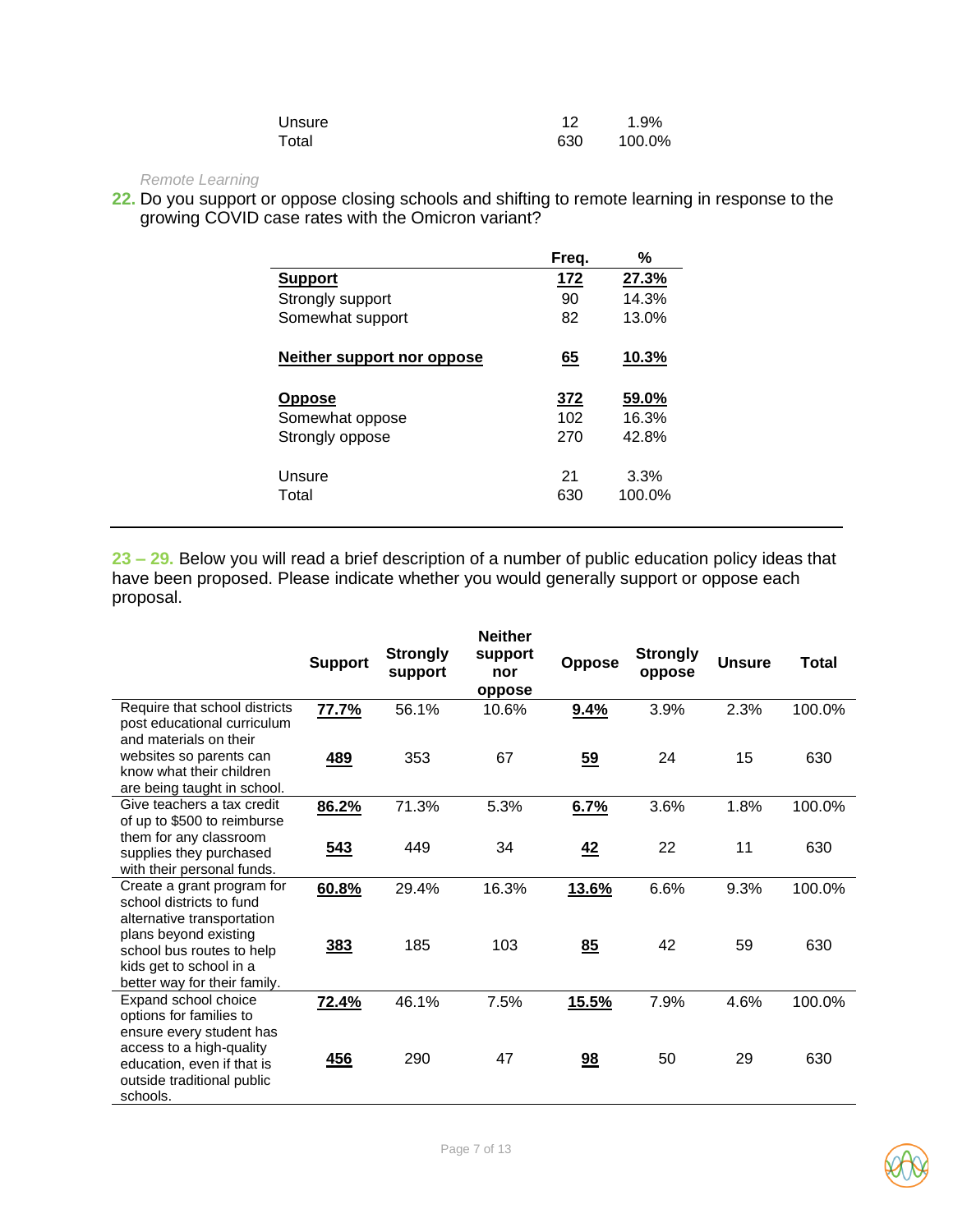| | | |
|---|---|---|
| Unsure | 12 | 1.9% |
| Total | 630 | 100.0% |

*Remote Learning*

**22.** Do you support or oppose closing schools and shifting to remote learning in response to the growing COVID case rates with the Omicron variant?

| | Freq. | % |
|---|---|---|
| **Support** | **172** | **27.3%** |
| Strongly support | 90 | 14.3% |
| Somewhat support | 82 | 13.0% |
| **Neither support nor oppose** | **65** | **10.3%** |
| **Oppose** | **372** | **59.0%** |
| Somewhat oppose | 102 | 16.3% |
| Strongly oppose | 270 | 42.8% |
| Unsure | 21 | 3.3% |
| Total | 630 | 100.0% |

---

**23 – 29.** Below you will read a brief description of a number of public education policy ideas that have been proposed. Please indicate whether you would generally support or oppose each proposal.

| | Support | Strongly support | Neither support nor oppose | Oppose | Strongly oppose | Unsure | Total |
|---|---|---|---|---|---|---|---|
| Require that school districts post educational curriculum and materials on their websites so parents can know what their children are being taught in school. | **77.7%** | 56.1% | 10.6% | **9.4%** | 3.9% | 2.3% | 100.0% |
| | **489** | 353 | 67 | **59** | 24 | 15 | 630 |
| Give teachers a tax credit of up to $500 to reimburse them for any classroom supplies they purchased with their personal funds. | **86.2%** | 71.3% | 5.3% | **6.7%** | 3.6% | 1.8% | 100.0% |
| | **543** | 449 | 34 | **42** | 22 | 11 | 630 |
| Create a grant program for school districts to fund alternative transportation plans beyond existing school bus routes to help kids get to school in a better way for their family. | **60.8%** | 29.4% | 16.3% | **13.6%** | 6.6% | 9.3% | 100.0% |
| | **383** | 185 | 103 | **85** | 42 | 59 | 630 |
| Expand school choice options for families to ensure every student has access to a high-quality education, even if that is outside traditional public schools. | **72.4%** | 46.1% | 7.5% | **15.5%** | 7.9% | 4.6% | 100.0% |
| | **456** | 290 | 47 | **98** | 50 | 29 | 630 |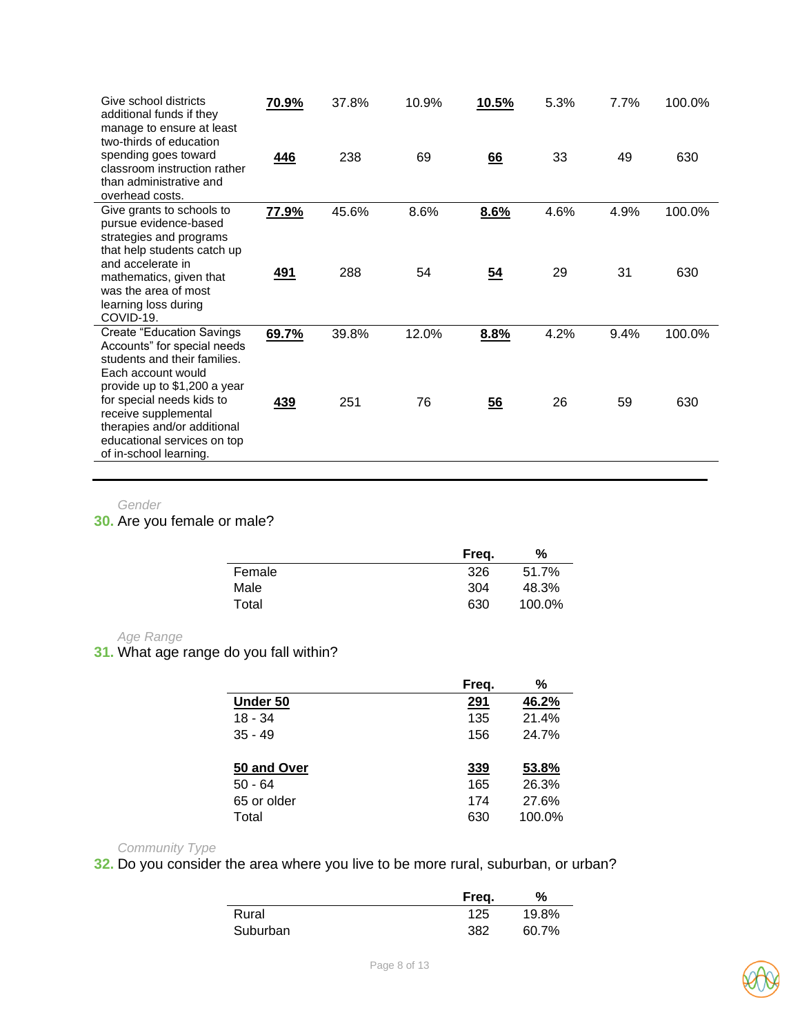| | | | | | | | |
|---|---|---|---|---|---|---|---|
| Give school districts additional funds if they manage to ensure at least two-thirds of education spending goes toward classroom instruction rather than administrative and overhead costs. | **70.9%** | 37.8% | 10.9% | **10.5%** | 5.3% | 7.7% | 100.0% |
| | **446** | 238 | 69 | **66** | 33 | 49 | 630 |
| Give grants to schools to pursue evidence-based strategies and programs that help students catch up and accelerate in mathematics, given that was the area of most learning loss during COVID-19. | **77.9%** | 45.6% | 8.6% | **8.6%** | 4.6% | 4.9% | 100.0% |
| | **491** | 288 | 54 | **54** | 29 | 31 | 630 |
| Create "Education Savings Accounts" for special needs students and their families. Each account would provide up to $1,200 a year for special needs kids to receive supplemental therapies and/or additional educational services on top of in-school learning. | **69.7%** | 39.8% | 12.0% | **8.8%** | 4.2% | 9.4% | 100.0% |
| | **439** | 251 | 76 | **56** | 26 | 59 | 630 |

*Gender*

**30.** Are you female or male?

| | Freq. | % |
|---|---|---|
| Female | 326 | 51.7% |
| Male | 304 | 48.3% |
| Total | 630 | 100.0% |

*Age Range*

**31.** What age range do you fall within?

| | Freq. | % |
|---|---|---|
| **Under 50** | **291** | **46.2%** |
| 18 - 34 | 135 | 21.4% |
| 35 - 49 | 156 | 24.7% |
| | | |
| **50 and Over** | **339** | **53.8%** |
| 50 - 64 | 165 | 26.3% |
| 65 or older | 174 | 27.6% |
| Total | 630 | 100.0% |

*Community Type*

**32.** Do you consider the area where you live to be more rural, suburban, or urban?

| | Freq. | % |
|---|---|---|
| Rural | 125 | 19.8% |
| Suburban | 382 | 60.7% |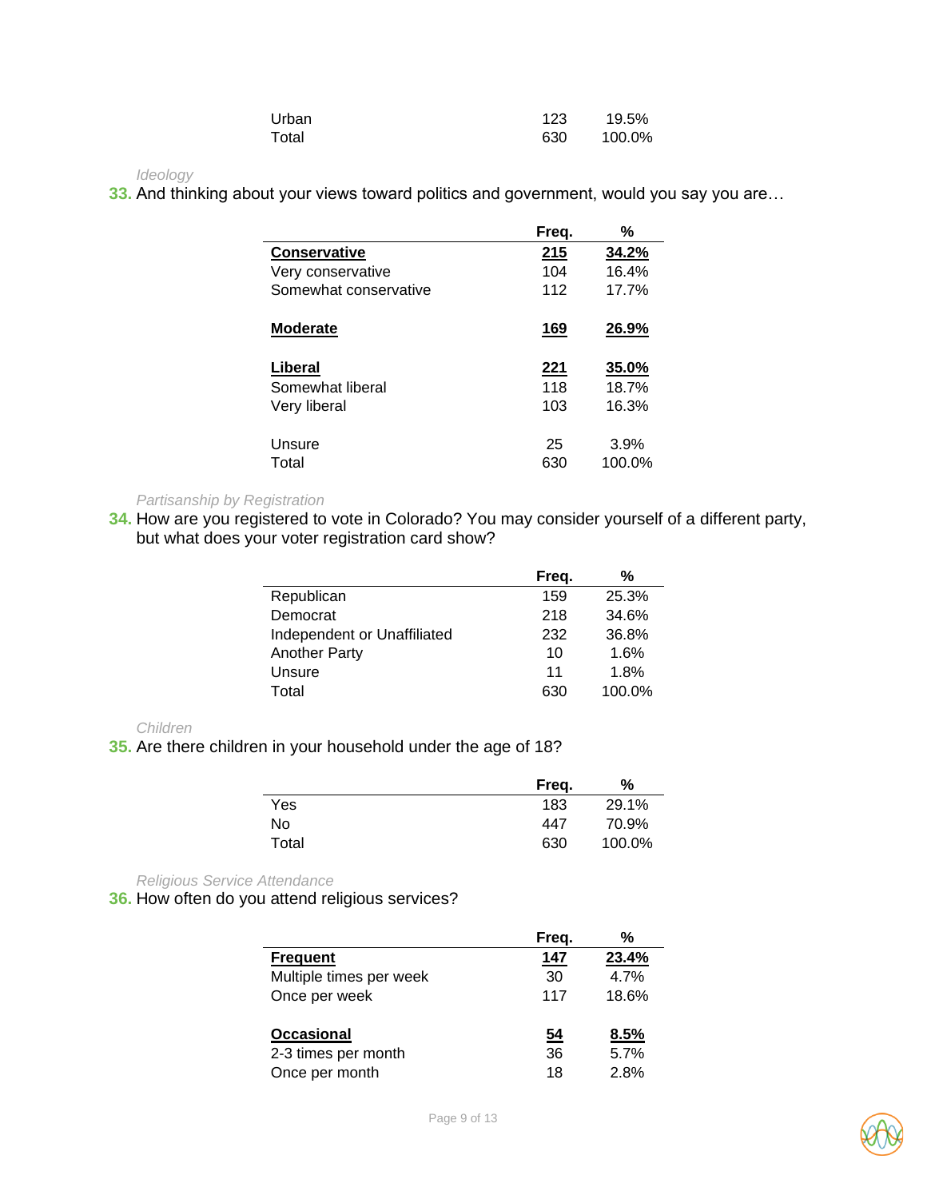| | | |
|---|---|---|
| Urban | 123 | 19.5% |
| Total | 630 | 100.0% |

*Ideology*

**33.** And thinking about your views toward politics and government, would you say you are…

| | Freq. | % |
|---|---|---|
| **Conservative** | **215** | **34.2%** |
| Very conservative | 104 | 16.4% |
| Somewhat conservative | 112 | 17.7% |
| **Moderate** | **169** | **26.9%** |
| **Liberal** | **221** | **35.0%** |
| Somewhat liberal | 118 | 18.7% |
| Very liberal | 103 | 16.3% |
| Unsure | 25 | 3.9% |
| Total | 630 | 100.0% |

*Partisanship by Registration*

**34.** How are you registered to vote in Colorado? You may consider yourself of a different party, but what does your voter registration card show?

| | Freq. | % |
|---|---|---|
| Republican | 159 | 25.3% |
| Democrat | 218 | 34.6% |
| Independent or Unaffiliated | 232 | 36.8% |
| Another Party | 10 | 1.6% |
| Unsure | 11 | 1.8% |
| Total | 630 | 100.0% |

*Children*

**35.** Are there children in your household under the age of 18?

| | Freq. | % |
|---|---|---|
| Yes | 183 | 29.1% |
| No | 447 | 70.9% |
| Total | 630 | 100.0% |

*Religious Service Attendance*

**36.** How often do you attend religious services?

| | Freq. | % |
|---|---|---|
| **Frequent** | **147** | **23.4%** |
| Multiple times per week | 30 | 4.7% |
| Once per week | 117 | 18.6% |
| **Occasional** | **54** | **8.5%** |
| 2-3 times per month | 36 | 5.7% |
| Once per month | 18 | 2.8% |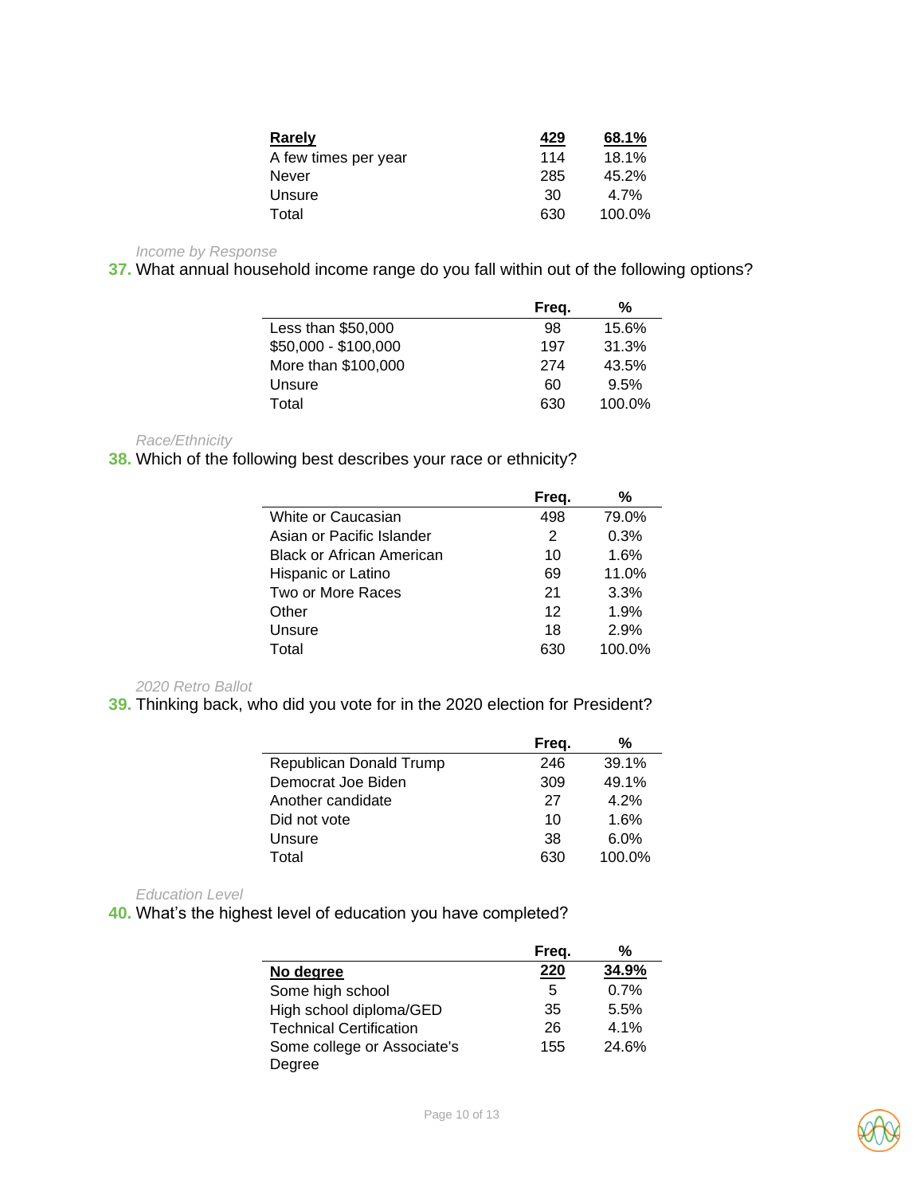| | | |
|---|---|---|
| **Rarely** | **429** | **68.1%** |
| A few times per year | 114 | 18.1% |
| Never | 285 | 45.2% |
| Unsure | 30 | 4.7% |
| Total | 630 | 100.0% |

*Income by Response*

**37.** What annual household income range do you fall within out of the following options?

| | Freq. | % |
|---|---|---|
| Less than $50,000 | 98 | 15.6% |
| $50,000 - $100,000 | 197 | 31.3% |
| More than $100,000 | 274 | 43.5% |
| Unsure | 60 | 9.5% |
| Total | 630 | 100.0% |

*Race/Ethnicity*

**38.** Which of the following best describes your race or ethnicity?

| | Freq. | % |
|---|---|---|
| White or Caucasian | 498 | 79.0% |
| Asian or Pacific Islander | 2 | 0.3% |
| Black or African American | 10 | 1.6% |
| Hispanic or Latino | 69 | 11.0% |
| Two or More Races | 21 | 3.3% |
| Other | 12 | 1.9% |
| Unsure | 18 | 2.9% |
| Total | 630 | 100.0% |

*2020 Retro Ballot*

**39.** Thinking back, who did you vote for in the 2020 election for President?

| | Freq. | % |
|---|---|---|
| Republican Donald Trump | 246 | 39.1% |
| Democrat Joe Biden | 309 | 49.1% |
| Another candidate | 27 | 4.2% |
| Did not vote | 10 | 1.6% |
| Unsure | 38 | 6.0% |
| Total | 630 | 100.0% |

*Education Level*

**40.** What's the highest level of education you have completed?

| | Freq. | % |
|---|---|---|
| **No degree** | **220** | **34.9%** |
| Some high school | 5 | 0.7% |
| High school diploma/GED | 35 | 5.5% |
| Technical Certification | 26 | 4.1% |
| Some college or Associate's Degree | 155 | 24.6% |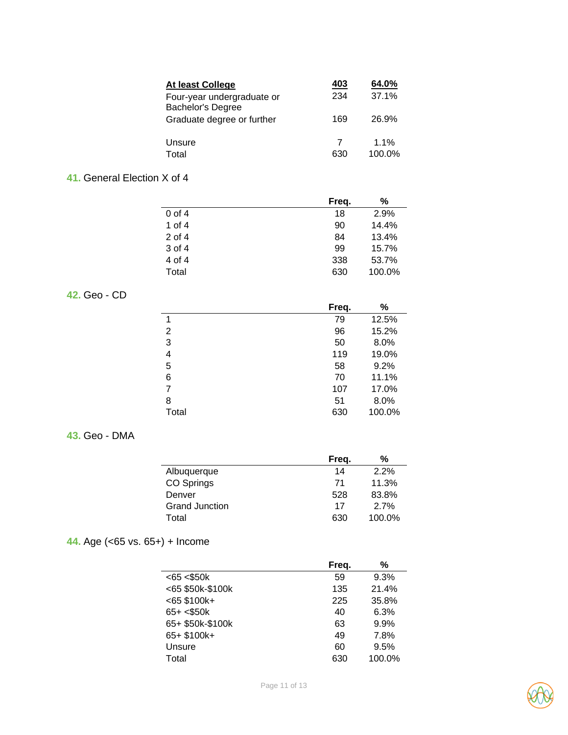| | | |
|---|---|---|
| **At least College** | **403** | **64.0%** |
| Four-year undergraduate or Bachelor's Degree | 234 | 37.1% |
| Graduate degree or further | 169 | 26.9% |
| Unsure | 7 | 1.1% |
| Total | 630 | 100.0% |

### 41. General Election X of 4

| | Freq. | % |
|---|---|---|
| 0 of 4 | 18 | 2.9% |
| 1 of 4 | 90 | 14.4% |
| 2 of 4 | 84 | 13.4% |
| 3 of 4 | 99 | 15.7% |
| 4 of 4 | 338 | 53.7% |
| Total | 630 | 100.0% |

### 42. Geo - CD

| | Freq. | % |
|---|---|---|
| 1 | 79 | 12.5% |
| 2 | 96 | 15.2% |
| 3 | 50 | 8.0% |
| 4 | 119 | 19.0% |
| 5 | 58 | 9.2% |
| 6 | 70 | 11.1% |
| 7 | 107 | 17.0% |
| 8 | 51 | 8.0% |
| Total | 630 | 100.0% |

### 43. Geo - DMA

| | Freq. | % |
|---|---|---|
| Albuquerque | 14 | 2.2% |
| CO Springs | 71 | 11.3% |
| Denver | 528 | 83.8% |
| Grand Junction | 17 | 2.7% |
| Total | 630 | 100.0% |

### 44. Age (<65 vs. 65+) + Income

| | Freq. | % |
|---|---|---|
| <65 <$50k | 59 | 9.3% |
| <65 $50k-$100k | 135 | 21.4% |
| <65 $100k+ | 225 | 35.8% |
| 65+ <$50k | 40 | 6.3% |
| 65+ $50k-$100k | 63 | 9.9% |
| 65+ $100k+ | 49 | 7.8% |
| Unsure | 60 | 9.5% |
| Total | 630 | 100.0% |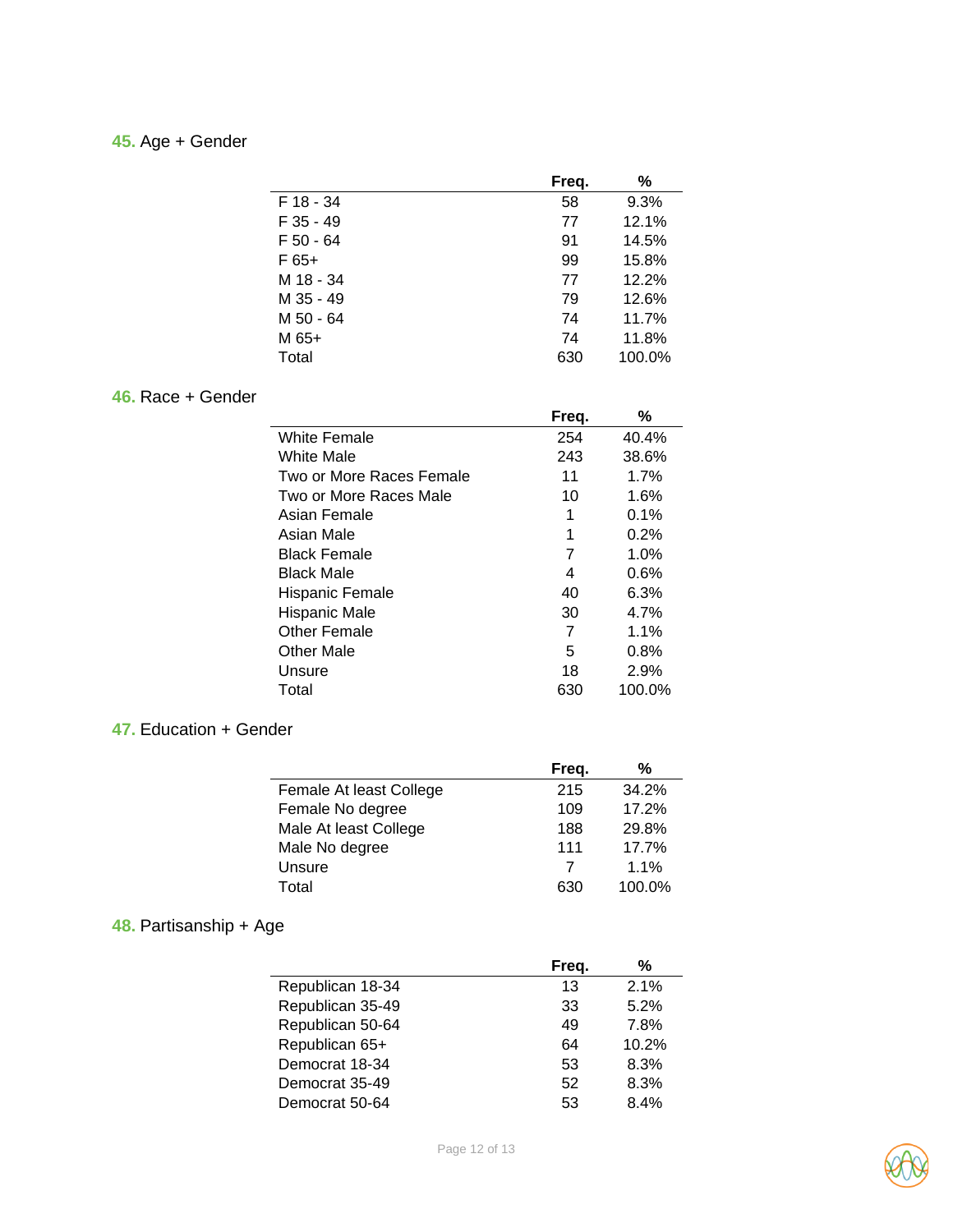**45.** Age + Gender

| | Freq. | % |
|---|---|---|
| F 18 - 34 | 58 | 9.3% |
| F 35 - 49 | 77 | 12.1% |
| F 50 - 64 | 91 | 14.5% |
| F 65+ | 99 | 15.8% |
| M 18 - 34 | 77 | 12.2% |
| M 35 - 49 | 79 | 12.6% |
| M 50 - 64 | 74 | 11.7% |
| M 65+ | 74 | 11.8% |
| Total | 630 | 100.0% |

**46.** Race + Gender

| | Freq. | % |
|---|---|---|
| White Female | 254 | 40.4% |
| White Male | 243 | 38.6% |
| Two or More Races Female | 11 | 1.7% |
| Two or More Races Male | 10 | 1.6% |
| Asian Female | 1 | 0.1% |
| Asian Male | 1 | 0.2% |
| Black Female | 7 | 1.0% |
| Black Male | 4 | 0.6% |
| Hispanic Female | 40 | 6.3% |
| Hispanic Male | 30 | 4.7% |
| Other Female | 7 | 1.1% |
| Other Male | 5 | 0.8% |
| Unsure | 18 | 2.9% |
| Total | 630 | 100.0% |

**47.** Education + Gender

| | Freq. | % |
|---|---|---|
| Female At least College | 215 | 34.2% |
| Female No degree | 109 | 17.2% |
| Male At least College | 188 | 29.8% |
| Male No degree | 111 | 17.7% |
| Unsure | 7 | 1.1% |
| Total | 630 | 100.0% |

**48.** Partisanship + Age

| | Freq. | % |
|---|---|---|
| Republican 18-34 | 13 | 2.1% |
| Republican 35-49 | 33 | 5.2% |
| Republican 50-64 | 49 | 7.8% |
| Republican 65+ | 64 | 10.2% |
| Democrat 18-34 | 53 | 8.3% |
| Democrat 35-49 | 52 | 8.3% |
| Democrat 50-64 | 53 | 8.4% |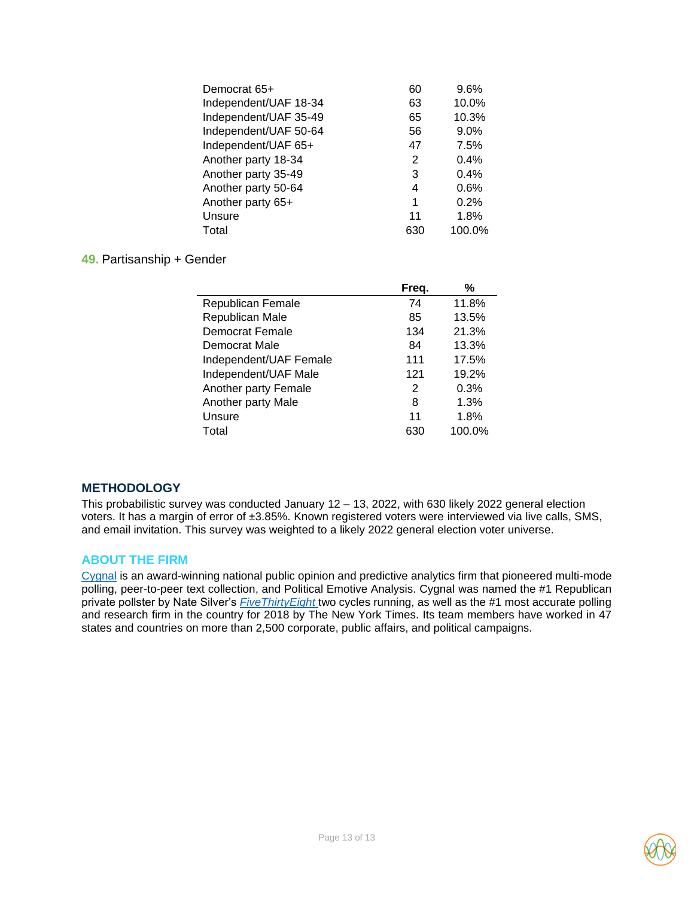| | | |
|---|---|---|
| Democrat 65+ | 60 | 9.6% |
| Independent/UAF 18-34 | 63 | 10.0% |
| Independent/UAF 35-49 | 65 | 10.3% |
| Independent/UAF 50-64 | 56 | 9.0% |
| Independent/UAF 65+ | 47 | 7.5% |
| Another party 18-34 | 2 | 0.4% |
| Another party 35-49 | 3 | 0.4% |
| Another party 50-64 | 4 | 0.6% |
| Another party 65+ | 1 | 0.2% |
| Unsure | 11 | 1.8% |
| Total | 630 | 100.0% |

**49.** Partisanship + Gender

| | Freq. | % |
|---|---|---|
| Republican Female | 74 | 11.8% |
| Republican Male | 85 | 13.5% |
| Democrat Female | 134 | 21.3% |
| Democrat Male | 84 | 13.3% |
| Independent/UAF Female | 111 | 17.5% |
| Independent/UAF Male | 121 | 19.2% |
| Another party Female | 2 | 0.3% |
| Another party Male | 8 | 1.3% |
| Unsure | 11 | 1.8% |
| Total | 630 | 100.0% |

## METHODOLOGY

This probabilistic survey was conducted January 12 – 13, 2022, with 630 likely 2022 general election voters. It has a margin of error of ±3.85%. Known registered voters were interviewed via live calls, SMS, and email invitation. This survey was weighted to a likely 2022 general election voter universe.

## ABOUT THE FIRM

Cygnal is an award-winning national public opinion and predictive analytics firm that pioneered multi-mode polling, peer-to-peer text collection, and Political Emotive Analysis. Cygnal was named the #1 Republican private pollster by Nate Silver's *FiveThirtyEight* two cycles running, as well as the #1 most accurate polling and research firm in the country for 2018 by The New York Times. Its team members have worked in 47 states and countries on more than 2,500 corporate, public affairs, and political campaigns.